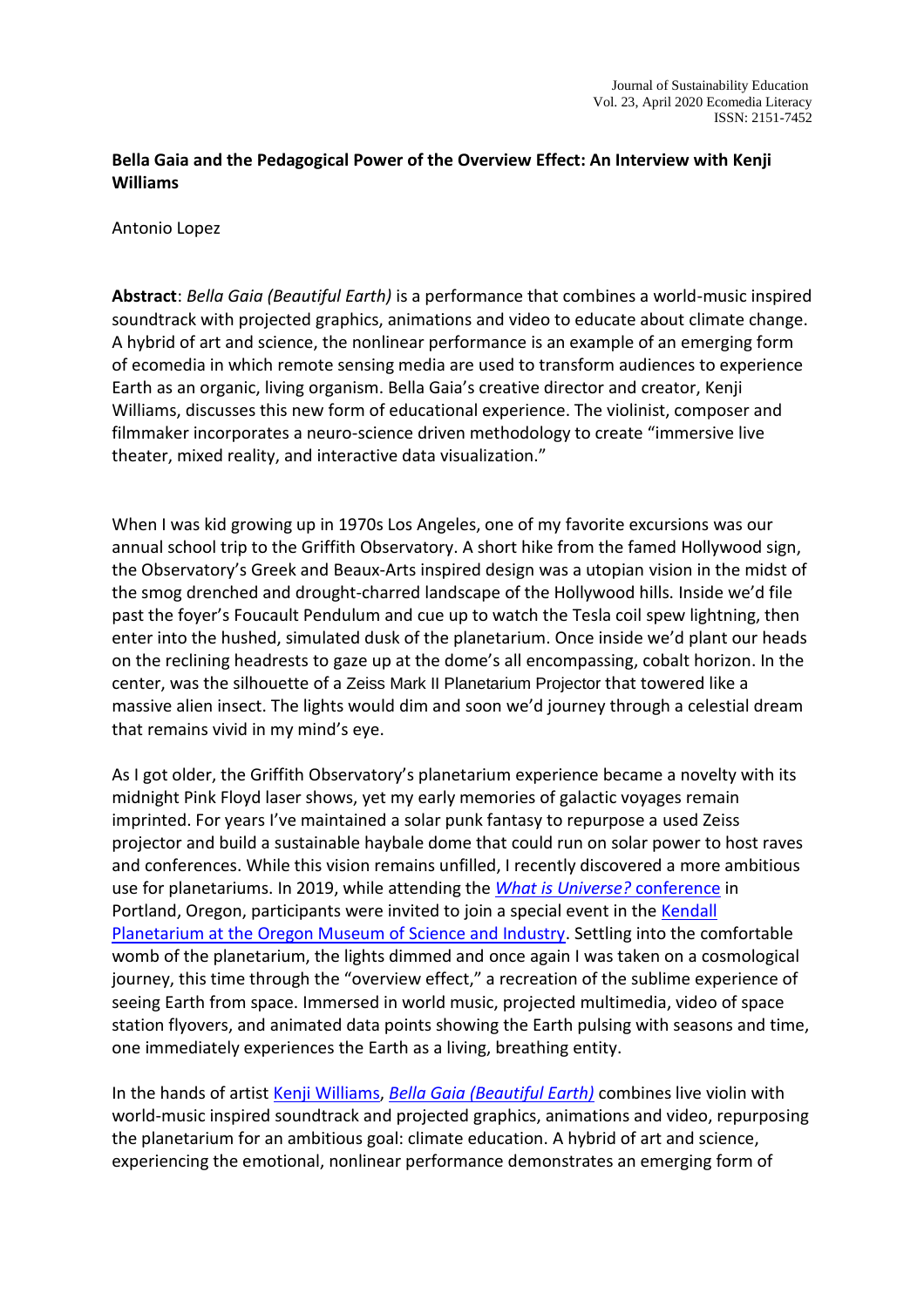Journal of Sustainability Education
Vol. 23, April 2020 Ecomedia Literacy
ISSN: 2151-7452

# Bella Gaia and the Pedagogical Power of the Overview Effect: An Interview with Kenji Williams

Antonio Lopez

**Abstract**: *Bella Gaia (Beautiful Earth)* is a performance that combines a world-music inspired soundtrack with projected graphics, animations and video to educate about climate change. A hybrid of art and science, the nonlinear performance is an example of an emerging form of ecomedia in which remote sensing media are used to transform audiences to experience Earth as an organic, living organism. Bella Gaia's creative director and creator, Kenji Williams, discusses this new form of educational experience. The violinist, composer and filmmaker incorporates a neuro-science driven methodology to create "immersive live theater, mixed reality, and interactive data visualization."

When I was kid growing up in 1970s Los Angeles, one of my favorite excursions was our annual school trip to the Griffith Observatory. A short hike from the famed Hollywood sign, the Observatory's Greek and Beaux-Arts inspired design was a utopian vision in the midst of the smog drenched and drought-charred landscape of the Hollywood hills. Inside we'd file past the foyer's Foucault Pendulum and cue up to watch the Tesla coil spew lightning, then enter into the hushed, simulated dusk of the planetarium. Once inside we'd plant our heads on the reclining headrests to gaze up at the dome's all encompassing, cobalt horizon. In the center, was the silhouette of a Zeiss Mark II Planetarium Projector that towered like a massive alien insect. The lights would dim and soon we'd journey through a celestial dream that remains vivid in my mind's eye.

As I got older, the Griffith Observatory's planetarium experience became a novelty with its midnight Pink Floyd laser shows, yet my early memories of galactic voyages remain imprinted. For years I've maintained a solar punk fantasy to repurpose a used Zeiss projector and build a sustainable haybale dome that could run on solar power to host raves and conferences. While this vision remains unfilled, I recently discovered a more ambitious use for planetariums. In 2019, while attending the *What is Universe?* conference in Portland, Oregon, participants were invited to join a special event in the Kendall Planetarium at the Oregon Museum of Science and Industry. Settling into the comfortable womb of the planetarium, the lights dimmed and once again I was taken on a cosmological journey, this time through the "overview effect," a recreation of the sublime experience of seeing Earth from space. Immersed in world music, projected multimedia, video of space station flyovers, and animated data points showing the Earth pulsing with seasons and time, one immediately experiences the Earth as a living, breathing entity.

In the hands of artist Kenji Williams, *Bella Gaia (Beautiful Earth)* combines live violin with world-music inspired soundtrack and projected graphics, animations and video, repurposing the planetarium for an ambitious goal: climate education. A hybrid of art and science, experiencing the emotional, nonlinear performance demonstrates an emerging form of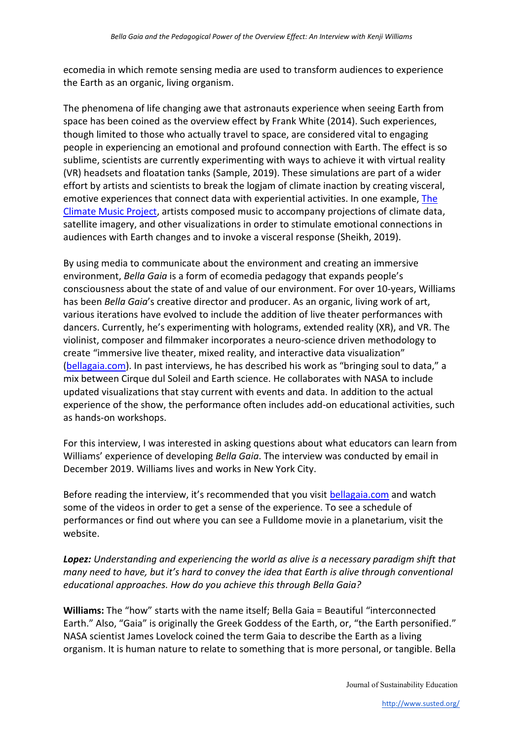ecomedia in which remote sensing media are used to transform audiences to experience the Earth as an organic, living organism.

The phenomena of life changing awe that astronauts experience when seeing Earth from space has been coined as the overview effect by Frank White (2014). Such experiences, though limited to those who actually travel to space, are considered vital to engaging people in experiencing an emotional and profound connection with Earth. The effect is so sublime, scientists are currently experimenting with ways to achieve it with virtual reality (VR) headsets and floatation tanks (Sample, 2019). These simulations are part of a wider effort by artists and scientists to break the logjam of climate inaction by creating visceral, emotive experiences that connect data with experiential activities. In one example, The Climate Music Project, artists composed music to accompany projections of climate data, satellite imagery, and other visualizations in order to stimulate emotional connections in audiences with Earth changes and to invoke a visceral response (Sheikh, 2019).

By using media to communicate about the environment and creating an immersive environment, *Bella Gaia* is a form of ecomedia pedagogy that expands people's consciousness about the state of and value of our environment. For over 10-years, Williams has been *Bella Gaia*'s creative director and producer. As an organic, living work of art, various iterations have evolved to include the addition of live theater performances with dancers. Currently, he's experimenting with holograms, extended reality (XR), and VR. The violinist, composer and filmmaker incorporates a neuro-science driven methodology to create "immersive live theater, mixed reality, and interactive data visualization" (bellagaia.com). In past interviews, he has described his work as "bringing soul to data," a mix between Cirque dul Soleil and Earth science. He collaborates with NASA to include updated visualizations that stay current with events and data. In addition to the actual experience of the show, the performance often includes add-on educational activities, such as hands-on workshops.

For this interview, I was interested in asking questions about what educators can learn from Williams' experience of developing *Bella Gaia*. The interview was conducted by email in December 2019. Williams lives and works in New York City.

Before reading the interview, it's recommended that you visit bellagaia.com and watch some of the videos in order to get a sense of the experience. To see a schedule of performances or find out where you can see a Fulldome movie in a planetarium, visit the website.

***Lopez:*** *Understanding and experiencing the world as alive is a necessary paradigm shift that many need to have, but it's hard to convey the idea that Earth is alive through conventional educational approaches. How do you achieve this through Bella Gaia?*

**Williams:** The "how" starts with the name itself; Bella Gaia = Beautiful "interconnected Earth." Also, "Gaia" is originally the Greek Goddess of the Earth, or, "the Earth personified." NASA scientist James Lovelock coined the term Gaia to describe the Earth as a living organism. It is human nature to relate to something that is more personal, or tangible. Bella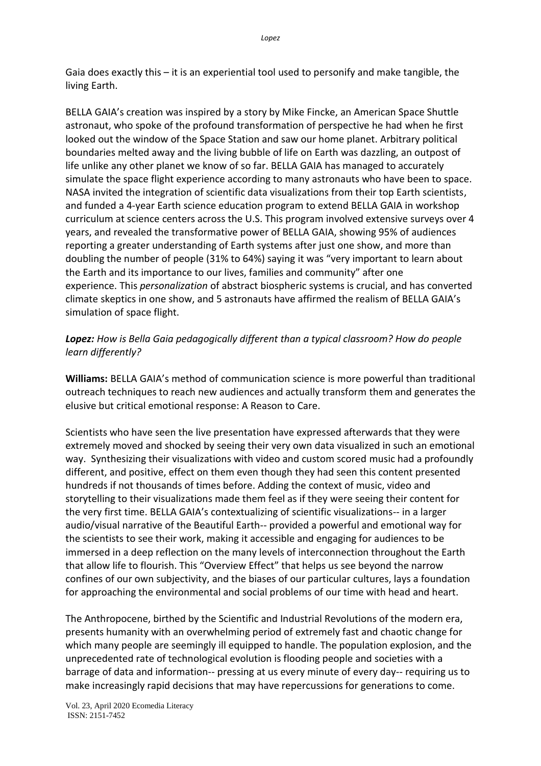Gaia does exactly this – it is an experiential tool used to personify and make tangible, the living Earth.

BELLA GAIA's creation was inspired by a story by Mike Fincke, an American Space Shuttle astronaut, who spoke of the profound transformation of perspective he had when he first looked out the window of the Space Station and saw our home planet. Arbitrary political boundaries melted away and the living bubble of life on Earth was dazzling, an outpost of life unlike any other planet we know of so far. BELLA GAIA has managed to accurately simulate the space flight experience according to many astronauts who have been to space. NASA invited the integration of scientific data visualizations from their top Earth scientists, and funded a 4-year Earth science education program to extend BELLA GAIA in workshop curriculum at science centers across the U.S. This program involved extensive surveys over 4 years, and revealed the transformative power of BELLA GAIA, showing 95% of audiences reporting a greater understanding of Earth systems after just one show, and more than doubling the number of people (31% to 64%) saying it was "very important to learn about the Earth and its importance to our lives, families and community" after one experience. This *personalization* of abstract biospheric systems is crucial, and has converted climate skeptics in one show, and 5 astronauts have affirmed the realism of BELLA GAIA's simulation of space flight.

***Lopez:*** *How is Bella Gaia pedagogically different than a typical classroom? How do people learn differently?*

**Williams:** BELLA GAIA's method of communication science is more powerful than traditional outreach techniques to reach new audiences and actually transform them and generates the elusive but critical emotional response: A Reason to Care.

Scientists who have seen the live presentation have expressed afterwards that they were extremely moved and shocked by seeing their very own data visualized in such an emotional way. Synthesizing their visualizations with video and custom scored music had a profoundly different, and positive, effect on them even though they had seen this content presented hundreds if not thousands of times before. Adding the context of music, video and storytelling to their visualizations made them feel as if they were seeing their content for the very first time. BELLA GAIA's contextualizing of scientific visualizations-- in a larger audio/visual narrative of the Beautiful Earth-- provided a powerful and emotional way for the scientists to see their work, making it accessible and engaging for audiences to be immersed in a deep reflection on the many levels of interconnection throughout the Earth that allow life to flourish. This "Overview Effect" that helps us see beyond the narrow confines of our own subjectivity, and the biases of our particular cultures, lays a foundation for approaching the environmental and social problems of our time with head and heart.

The Anthropocene, birthed by the Scientific and Industrial Revolutions of the modern era, presents humanity with an overwhelming period of extremely fast and chaotic change for which many people are seemingly ill equipped to handle. The population explosion, and the unprecedented rate of technological evolution is flooding people and societies with a barrage of data and information-- pressing at us every minute of every day-- requiring us to make increasingly rapid decisions that may have repercussions for generations to come.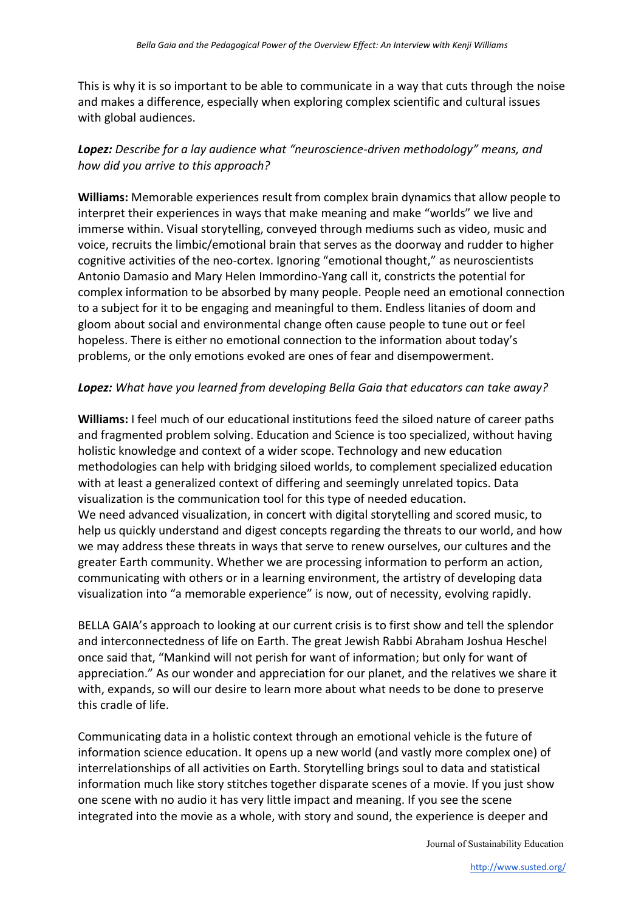This is why it is so important to be able to communicate in a way that cuts through the noise and makes a difference, especially when exploring complex scientific and cultural issues with global audiences.

***Lopez:** Describe for a lay audience what "neuroscience-driven methodology" means, and how did you arrive to this approach?*

**Williams:** Memorable experiences result from complex brain dynamics that allow people to interpret their experiences in ways that make meaning and make "worlds" we live and immerse within. Visual storytelling, conveyed through mediums such as video, music and voice, recruits the limbic/emotional brain that serves as the doorway and rudder to higher cognitive activities of the neo-cortex. Ignoring "emotional thought," as neuroscientists Antonio Damasio and Mary Helen Immordino-Yang call it, constricts the potential for complex information to be absorbed by many people. People need an emotional connection to a subject for it to be engaging and meaningful to them. Endless litanies of doom and gloom about social and environmental change often cause people to tune out or feel hopeless. There is either no emotional connection to the information about today's problems, or the only emotions evoked are ones of fear and disempowerment.

***Lopez:** What have you learned from developing Bella Gaia that educators can take away?*

**Williams:** I feel much of our educational institutions feed the siloed nature of career paths and fragmented problem solving. Education and Science is too specialized, without having holistic knowledge and context of a wider scope. Technology and new education methodologies can help with bridging siloed worlds, to complement specialized education with at least a generalized context of differing and seemingly unrelated topics. Data visualization is the communication tool for this type of needed education.
We need advanced visualization, in concert with digital storytelling and scored music, to help us quickly understand and digest concepts regarding the threats to our world, and how we may address these threats in ways that serve to renew ourselves, our cultures and the greater Earth community. Whether we are processing information to perform an action, communicating with others or in a learning environment, the artistry of developing data visualization into "a memorable experience" is now, out of necessity, evolving rapidly.

BELLA GAIA's approach to looking at our current crisis is to first show and tell the splendor and interconnectedness of life on Earth. The great Jewish Rabbi Abraham Joshua Heschel once said that, "Mankind will not perish for want of information; but only for want of appreciation." As our wonder and appreciation for our planet, and the relatives we share it with, expands, so will our desire to learn more about what needs to be done to preserve this cradle of life.

Communicating data in a holistic context through an emotional vehicle is the future of information science education. It opens up a new world (and vastly more complex one) of interrelationships of all activities on Earth. Storytelling brings soul to data and statistical information much like story stitches together disparate scenes of a movie. If you just show one scene with no audio it has very little impact and meaning. If you see the scene integrated into the movie as a whole, with story and sound, the experience is deeper and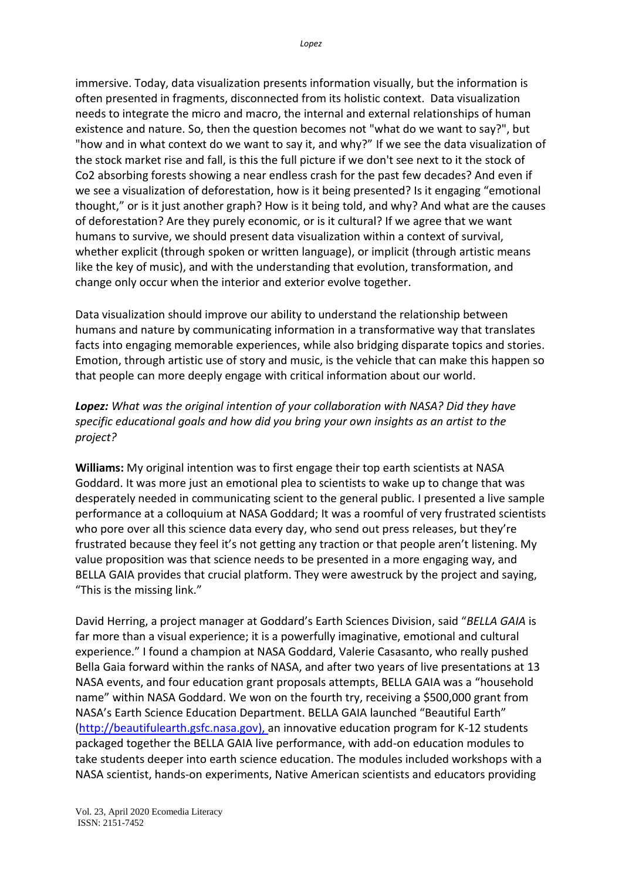immersive. Today, data visualization presents information visually, but the information is often presented in fragments, disconnected from its holistic context. Data visualization needs to integrate the micro and macro, the internal and external relationships of human existence and nature. So, then the question becomes not "what do we want to say?", but "how and in what context do we want to say it, and why?" If we see the data visualization of the stock market rise and fall, is this the full picture if we don't see next to it the stock of Co2 absorbing forests showing a near endless crash for the past few decades? And even if we see a visualization of deforestation, how is it being presented? Is it engaging "emotional thought," or is it just another graph? How is it being told, and why? And what are the causes of deforestation? Are they purely economic, or is it cultural? If we agree that we want humans to survive, we should present data visualization within a context of survival, whether explicit (through spoken or written language), or implicit (through artistic means like the key of music), and with the understanding that evolution, transformation, and change only occur when the interior and exterior evolve together.

Data visualization should improve our ability to understand the relationship between humans and nature by communicating information in a transformative way that translates facts into engaging memorable experiences, while also bridging disparate topics and stories. Emotion, through artistic use of story and music, is the vehicle that can make this happen so that people can more deeply engage with critical information about our world.

***Lopez:*** *What was the original intention of your collaboration with NASA? Did they have specific educational goals and how did you bring your own insights as an artist to the project?*

**Williams:** My original intention was to first engage their top earth scientists at NASA Goddard. It was more just an emotional plea to scientists to wake up to change that was desperately needed in communicating scient to the general public. I presented a live sample performance at a colloquium at NASA Goddard; It was a roomful of very frustrated scientists who pore over all this science data every day, who send out press releases, but they're frustrated because they feel it's not getting any traction or that people aren't listening. My value proposition was that science needs to be presented in a more engaging way, and BELLA GAIA provides that crucial platform. They were awestruck by the project and saying, "This is the missing link."

David Herring, a project manager at Goddard's Earth Sciences Division, said "*BELLA GAIA* is far more than a visual experience; it is a powerfully imaginative, emotional and cultural experience." I found a champion at NASA Goddard, Valerie Casasanto, who really pushed Bella Gaia forward within the ranks of NASA, and after two years of live presentations at 13 NASA events, and four education grant proposals attempts, BELLA GAIA was a "household name" within NASA Goddard. We won on the fourth try, receiving a $500,000 grant from NASA's Earth Science Education Department. BELLA GAIA launched "Beautiful Earth" (http://beautifulearth.gsfc.nasa.gov), an innovative education program for K-12 students packaged together the BELLA GAIA live performance, with add-on education modules to take students deeper into earth science education. The modules included workshops with a NASA scientist, hands-on experiments, Native American scientists and educators providing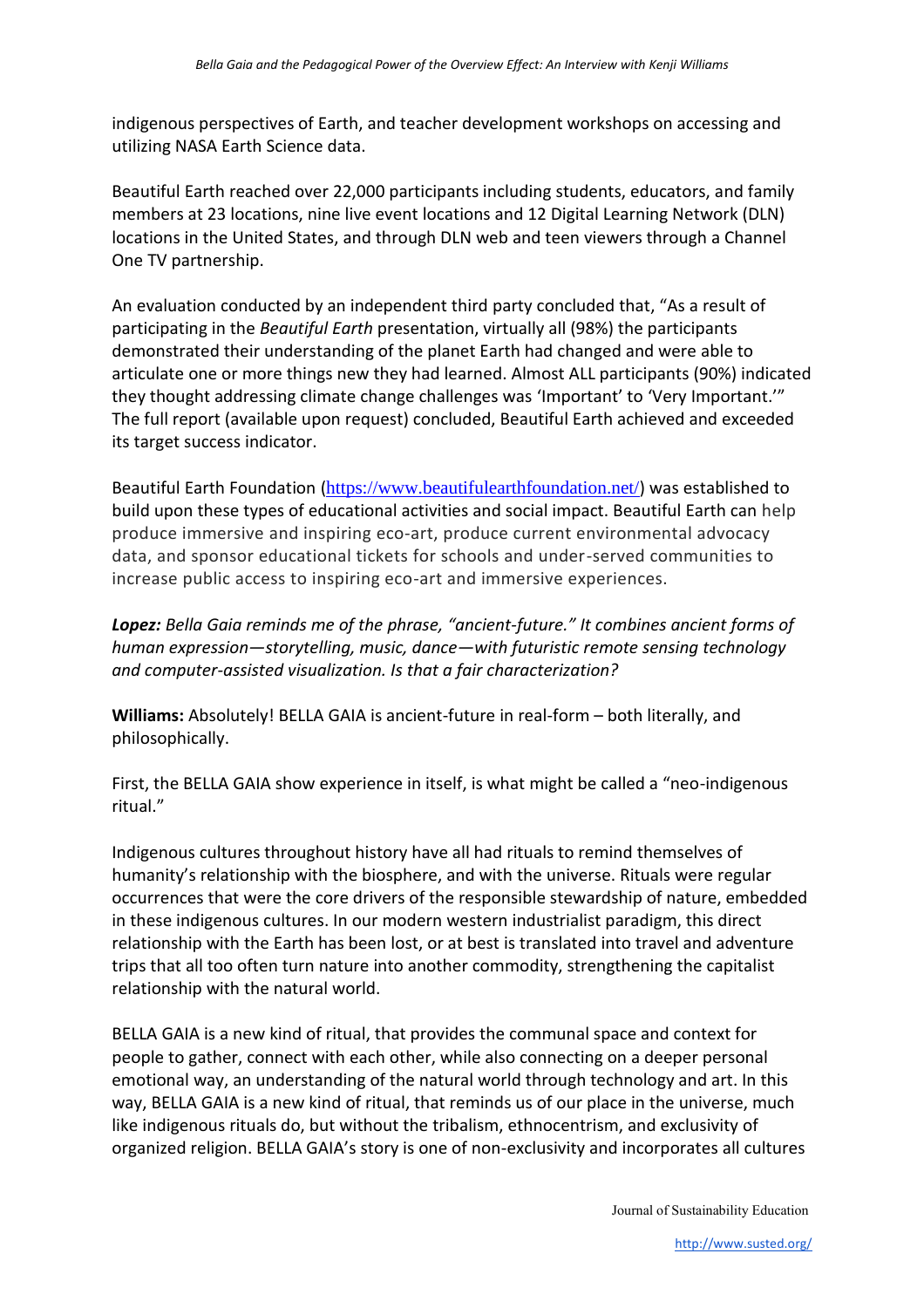indigenous perspectives of Earth, and teacher development workshops on accessing and utilizing NASA Earth Science data.

Beautiful Earth reached over 22,000 participants including students, educators, and family members at 23 locations, nine live event locations and 12 Digital Learning Network (DLN) locations in the United States, and through DLN web and teen viewers through a Channel One TV partnership.

An evaluation conducted by an independent third party concluded that, "As a result of participating in the *Beautiful Earth* presentation, virtually all (98%) the participants demonstrated their understanding of the planet Earth had changed and were able to articulate one or more things new they had learned. Almost ALL participants (90%) indicated they thought addressing climate change challenges was 'Important' to 'Very Important.'" The full report (available upon request) concluded, Beautiful Earth achieved and exceeded its target success indicator.

Beautiful Earth Foundation (https://www.beautifulearthfoundation.net/) was established to build upon these types of educational activities and social impact. Beautiful Earth can help produce immersive and inspiring eco-art, produce current environmental advocacy data, and sponsor educational tickets for schools and under-served communities to increase public access to inspiring eco-art and immersive experiences.

***Lopez:*** *Bella Gaia reminds me of the phrase, "ancient-future." It combines ancient forms of human expression—storytelling, music, dance—with futuristic remote sensing technology and computer-assisted visualization. Is that a fair characterization?*

**Williams:** Absolutely! BELLA GAIA is ancient-future in real-form – both literally, and philosophically.

First, the BELLA GAIA show experience in itself, is what might be called a "neo-indigenous ritual."

Indigenous cultures throughout history have all had rituals to remind themselves of humanity's relationship with the biosphere, and with the universe. Rituals were regular occurrences that were the core drivers of the responsible stewardship of nature, embedded in these indigenous cultures. In our modern western industrialist paradigm, this direct relationship with the Earth has been lost, or at best is translated into travel and adventure trips that all too often turn nature into another commodity, strengthening the capitalist relationship with the natural world.

BELLA GAIA is a new kind of ritual, that provides the communal space and context for people to gather, connect with each other, while also connecting on a deeper personal emotional way, an understanding of the natural world through technology and art. In this way, BELLA GAIA is a new kind of ritual, that reminds us of our place in the universe, much like indigenous rituals do, but without the tribalism, ethnocentrism, and exclusivity of organized religion. BELLA GAIA's story is one of non-exclusivity and incorporates all cultures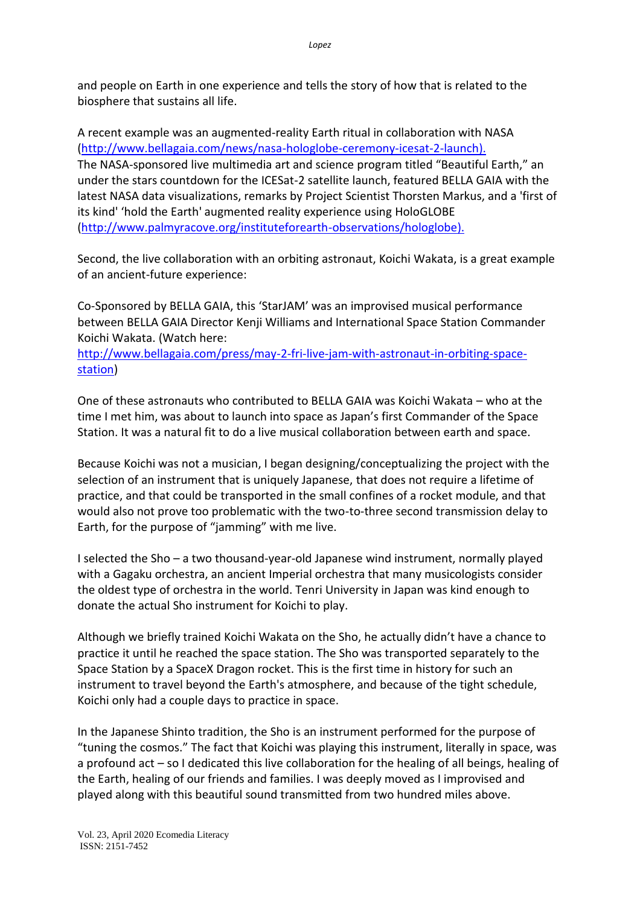and people on Earth in one experience and tells the story of how that is related to the biosphere that sustains all life.

A recent example was an augmented-reality Earth ritual in collaboration with NASA (http://www.bellagaia.com/news/nasa-hologlobe-ceremony-icesat-2-launch). The NASA-sponsored live multimedia art and science program titled "Beautiful Earth," an under the stars countdown for the ICESat-2 satellite launch, featured BELLA GAIA with the latest NASA data visualizations, remarks by Project Scientist Thorsten Markus, and a 'first of its kind' 'hold the Earth' augmented reality experience using HoloGLOBE (http://www.palmyracove.org/instituteforearth-observations/hologlobe).

Second, the live collaboration with an orbiting astronaut, Koichi Wakata, is a great example of an ancient-future experience:

Co-Sponsored by BELLA GAIA, this 'StarJAM' was an improvised musical performance between BELLA GAIA Director Kenji Williams and International Space Station Commander Koichi Wakata. (Watch here: http://www.bellagaia.com/press/may-2-fri-live-jam-with-astronaut-in-orbiting-space-station)

One of these astronauts who contributed to BELLA GAIA was Koichi Wakata – who at the time I met him, was about to launch into space as Japan's first Commander of the Space Station. It was a natural fit to do a live musical collaboration between earth and space.

Because Koichi was not a musician, I began designing/conceptualizing the project with the selection of an instrument that is uniquely Japanese, that does not require a lifetime of practice, and that could be transported in the small confines of a rocket module, and that would also not prove too problematic with the two-to-three second transmission delay to Earth, for the purpose of "jamming" with me live.

I selected the Sho – a two thousand-year-old Japanese wind instrument, normally played with a Gagaku orchestra, an ancient Imperial orchestra that many musicologists consider the oldest type of orchestra in the world. Tenri University in Japan was kind enough to donate the actual Sho instrument for Koichi to play.

Although we briefly trained Koichi Wakata on the Sho, he actually didn't have a chance to practice it until he reached the space station. The Sho was transported separately to the Space Station by a SpaceX Dragon rocket. This is the first time in history for such an instrument to travel beyond the Earth's atmosphere, and because of the tight schedule, Koichi only had a couple days to practice in space.

In the Japanese Shinto tradition, the Sho is an instrument performed for the purpose of "tuning the cosmos." The fact that Koichi was playing this instrument, literally in space, was a profound act – so I dedicated this live collaboration for the healing of all beings, healing of the Earth, healing of our friends and families. I was deeply moved as I improvised and played along with this beautiful sound transmitted from two hundred miles above.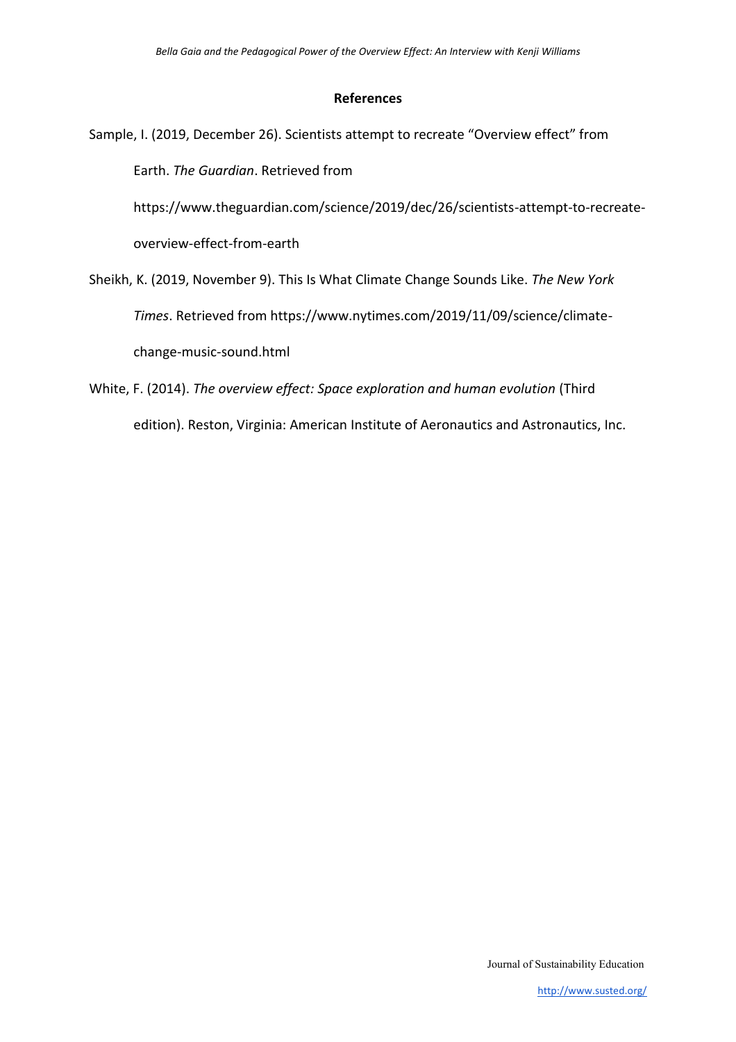## References

Sample, I. (2019, December 26). Scientists attempt to recreate "Overview effect" from Earth. *The Guardian*. Retrieved from https://www.theguardian.com/science/2019/dec/26/scientists-attempt-to-recreate-overview-effect-from-earth

Sheikh, K. (2019, November 9). This Is What Climate Change Sounds Like. *The New York Times*. Retrieved from https://www.nytimes.com/2019/11/09/science/climate-change-music-sound.html

White, F. (2014). *The overview effect: Space exploration and human evolution* (Third edition). Reston, Virginia: American Institute of Aeronautics and Astronautics, Inc.